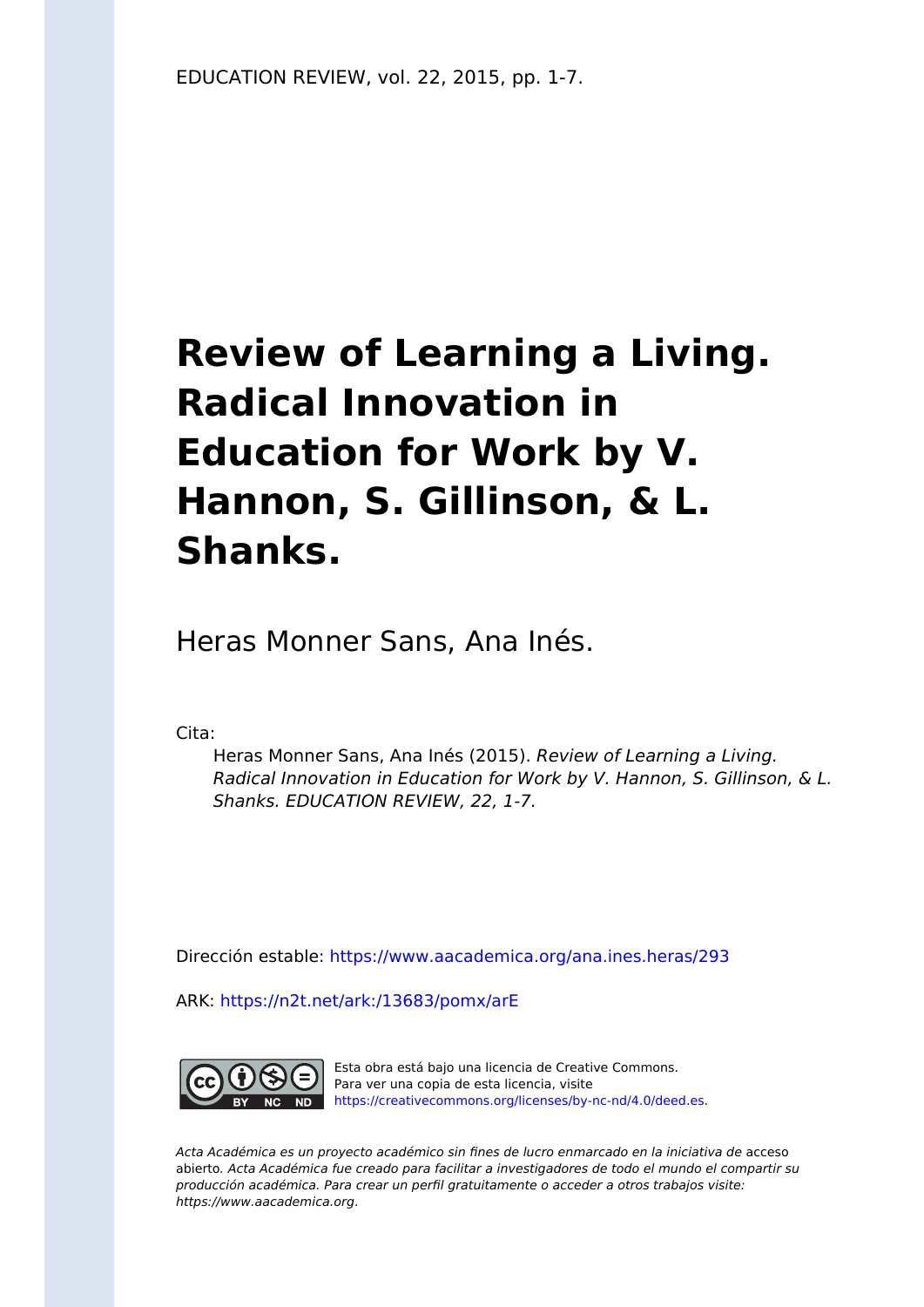EDUCATION REVIEW, vol. 22, 2015, pp. 1-7.

# Review of Learning a Living. Radical Innovation in Education for Work by V. Hannon, S. Gillinson, & L. Shanks.

Heras Monner Sans, Ana Inés.

Cita:

Heras Monner Sans, Ana Inés (2015). *Review of Learning a Living. Radical Innovation in Education for Work by V. Hannon, S. Gillinson, & L. Shanks. EDUCATION REVIEW, 22, 1-7.*

Dirección estable: https://www.aacademica.org/ana.ines.heras/293

ARK: https://n2t.net/ark:/13683/pomx/arE

Esta obra está bajo una licencia de Creative Commons. Para ver una copia de esta licencia, visite https://creativecommons.org/licenses/by-nc-nd/4.0/deed.es.

*Acta Académica es un proyecto académico sin fines de lucro enmarcado en la iniciativa de* acceso abierto. *Acta Académica fue creado para facilitar a investigadores de todo el mundo el compartir su producción académica. Para crear un perfil gratuitamente o acceder a otros trabajos visite: https://www.aacademica.org.*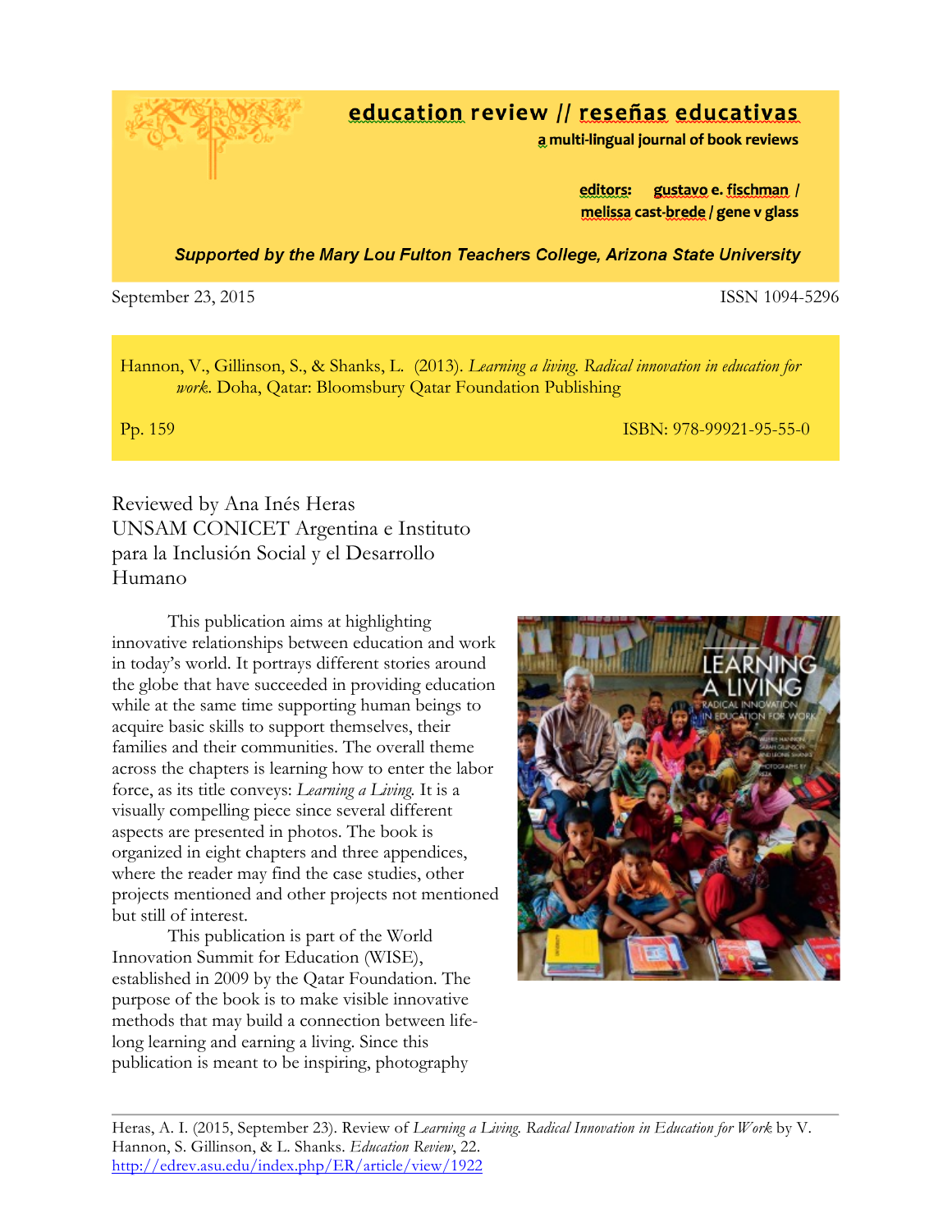# education review // reseñas educativas

a multi-lingual journal of book reviews

editors: gustavo e. fischman / melissa cast-brede / gene v glass

*Supported by the Mary Lou Fulton Teachers College, Arizona State University*

September 23, 2015 ISSN 1094-5296

Hannon, V., Gillinson, S., & Shanks, L. (2013). *Learning a living. Radical innovation in education for work*. Doha, Qatar: Bloomsbury Qatar Foundation Publishing

Pp. 159 ISBN: 978-99921-95-55-0

Reviewed by Ana Inés Heras
UNSAM CONICET Argentina e Instituto para la Inclusión Social y el Desarrollo Humano

This publication aims at highlighting innovative relationships between education and work in today's world. It portrays different stories around the globe that have succeeded in providing education while at the same time supporting human beings to acquire basic skills to support themselves, their families and their communities. The overall theme across the chapters is learning how to enter the labor force, as its title conveys: *Learning a Living*. It is a visually compelling piece since several different aspects are presented in photos. The book is organized in eight chapters and three appendices, where the reader may find the case studies, other projects mentioned and other projects not mentioned but still of interest.

This publication is part of the World Innovation Summit for Education (WISE), established in 2009 by the Qatar Foundation. The purpose of the book is to make visible innovative methods that may build a connection between life-long learning and earning a living. Since this publication is meant to be inspiring, photography

Heras, A. I. (2015, September 23). Review of *Learning a Living. Radical Innovation in Education for Work* by V. Hannon, S. Gillinson, & L. Shanks. *Education Review*, 22. http://edrev.asu.edu/index.php/ER/article/view/1922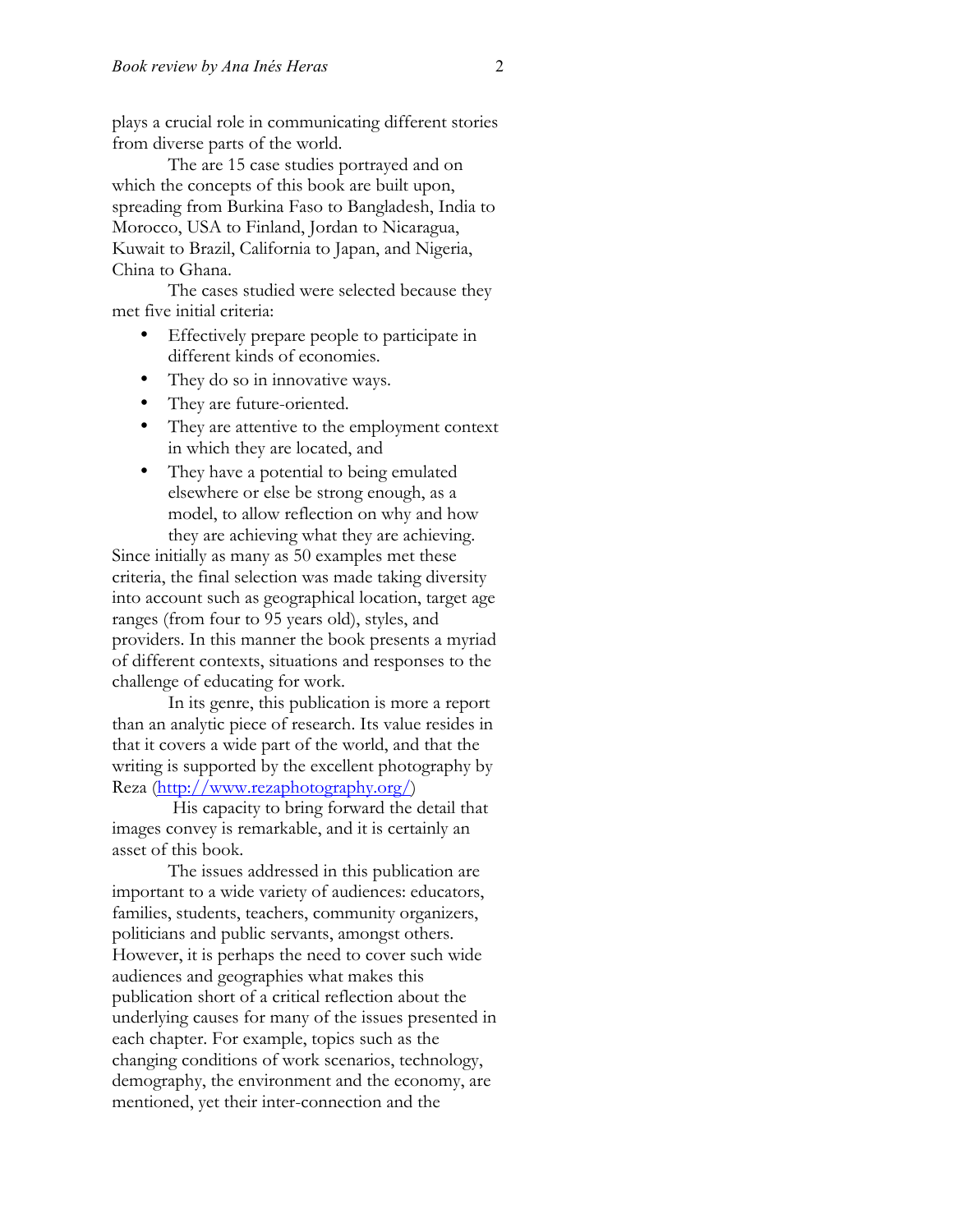plays a crucial role in communicating different stories from diverse parts of the world.

The are 15 case studies portrayed and on which the concepts of this book are built upon, spreading from Burkina Faso to Bangladesh, India to Morocco, USA to Finland, Jordan to Nicaragua, Kuwait to Brazil, California to Japan, and Nigeria, China to Ghana.

The cases studied were selected because they met five initial criteria:

- Effectively prepare people to participate in different kinds of economies.
- They do so in innovative ways.
- They are future-oriented.
- They are attentive to the employment context in which they are located, and
- They have a potential to being emulated elsewhere or else be strong enough, as a model, to allow reflection on why and how they are achieving what they are achieving.

Since initially as many as 50 examples met these criteria, the final selection was made taking diversity into account such as geographical location, target age ranges (from four to 95 years old), styles, and providers. In this manner the book presents a myriad of different contexts, situations and responses to the challenge of educating for work.

In its genre, this publication is more a report than an analytic piece of research. Its value resides in that it covers a wide part of the world, and that the writing is supported by the excellent photography by Reza (http://www.rezaphotography.org/)

His capacity to bring forward the detail that images convey is remarkable, and it is certainly an asset of this book.

The issues addressed in this publication are important to a wide variety of audiences: educators, families, students, teachers, community organizers, politicians and public servants, amongst others. However, it is perhaps the need to cover such wide audiences and geographies what makes this publication short of a critical reflection about the underlying causes for many of the issues presented in each chapter. For example, topics such as the changing conditions of work scenarios, technology, demography, the environment and the economy, are mentioned, yet their inter-connection and the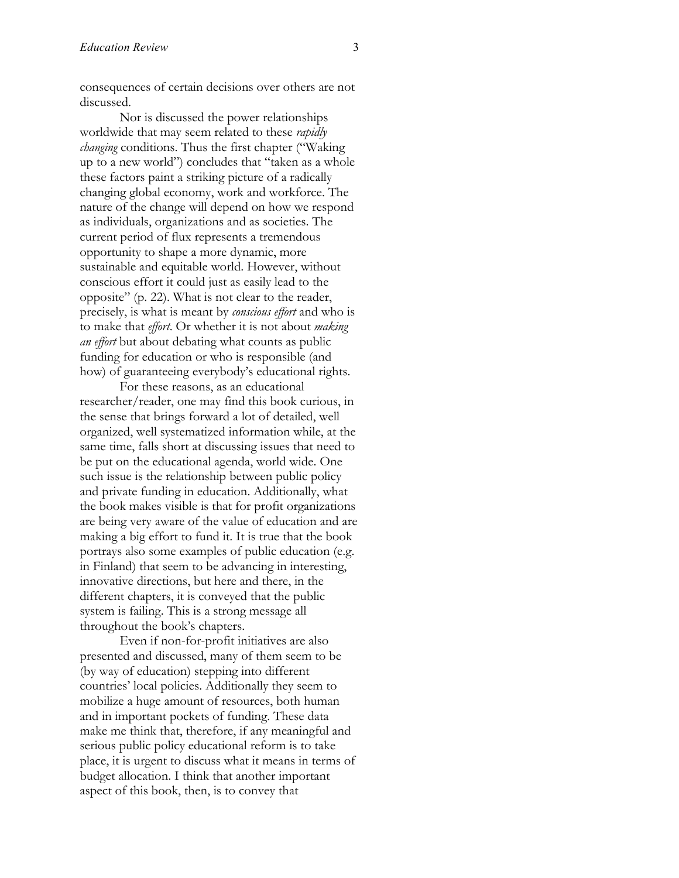consequences of certain decisions over others are not discussed.

Nor is discussed the power relationships worldwide that may seem related to these *rapidly changing* conditions. Thus the first chapter ("Waking up to a new world") concludes that "taken as a whole these factors paint a striking picture of a radically changing global economy, work and workforce. The nature of the change will depend on how we respond as individuals, organizations and as societies. The current period of flux represents a tremendous opportunity to shape a more dynamic, more sustainable and equitable world. However, without conscious effort it could just as easily lead to the opposite" (p. 22). What is not clear to the reader, precisely, is what is meant by *conscious effort* and who is to make that *effort*. Or whether it is not about *making an effort* but about debating what counts as public funding for education or who is responsible (and how) of guaranteeing everybody's educational rights.

For these reasons, as an educational researcher/reader, one may find this book curious, in the sense that brings forward a lot of detailed, well organized, well systematized information while, at the same time, falls short at discussing issues that need to be put on the educational agenda, world wide. One such issue is the relationship between public policy and private funding in education. Additionally, what the book makes visible is that for profit organizations are being very aware of the value of education and are making a big effort to fund it. It is true that the book portrays also some examples of public education (e.g. in Finland) that seem to be advancing in interesting, innovative directions, but here and there, in the different chapters, it is conveyed that the public system is failing. This is a strong message all throughout the book's chapters.

Even if non-for-profit initiatives are also presented and discussed, many of them seem to be (by way of education) stepping into different countries' local policies. Additionally they seem to mobilize a huge amount of resources, both human and in important pockets of funding. These data make me think that, therefore, if any meaningful and serious public policy educational reform is to take place, it is urgent to discuss what it means in terms of budget allocation. I think that another important aspect of this book, then, is to convey that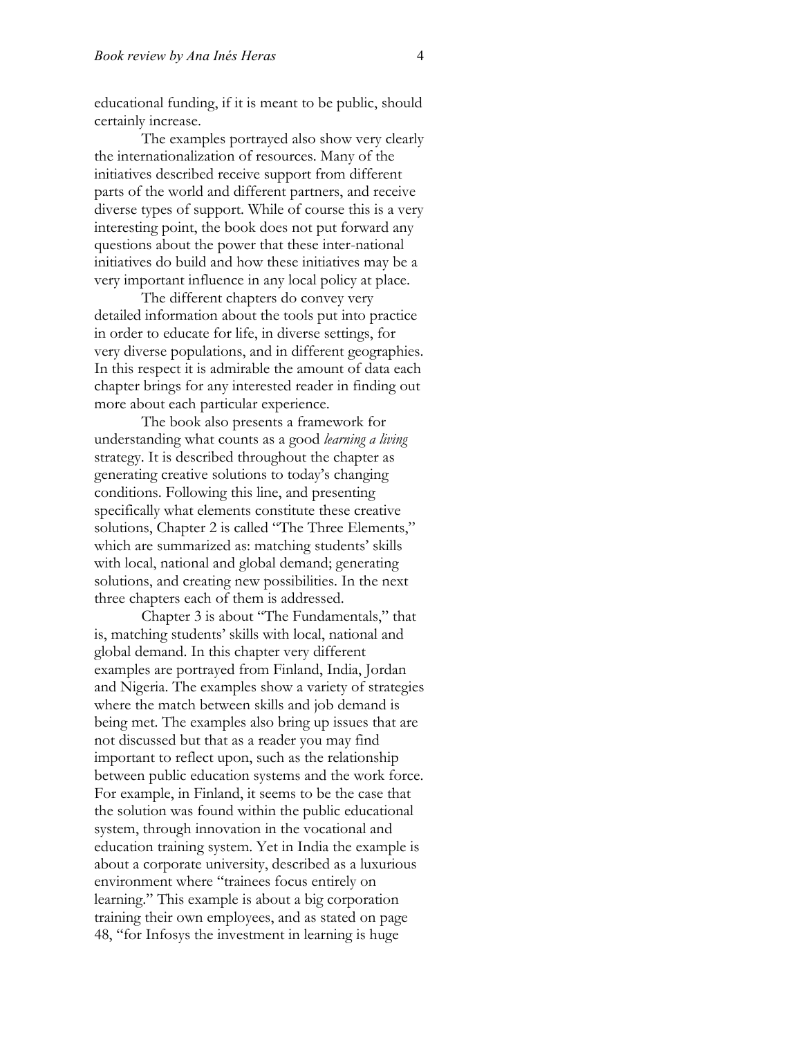educational funding, if it is meant to be public, should certainly increase.

The examples portrayed also show very clearly the internationalization of resources. Many of the initiatives described receive support from different parts of the world and different partners, and receive diverse types of support. While of course this is a very interesting point, the book does not put forward any questions about the power that these inter-national initiatives do build and how these initiatives may be a very important influence in any local policy at place.

The different chapters do convey very detailed information about the tools put into practice in order to educate for life, in diverse settings, for very diverse populations, and in different geographies. In this respect it is admirable the amount of data each chapter brings for any interested reader in finding out more about each particular experience.

The book also presents a framework for understanding what counts as a good *learning a living* strategy. It is described throughout the chapter as generating creative solutions to today's changing conditions. Following this line, and presenting specifically what elements constitute these creative solutions, Chapter 2 is called "The Three Elements," which are summarized as: matching students' skills with local, national and global demand; generating solutions, and creating new possibilities. In the next three chapters each of them is addressed.

Chapter 3 is about "The Fundamentals," that is, matching students' skills with local, national and global demand. In this chapter very different examples are portrayed from Finland, India, Jordan and Nigeria. The examples show a variety of strategies where the match between skills and job demand is being met. The examples also bring up issues that are not discussed but that as a reader you may find important to reflect upon, such as the relationship between public education systems and the work force. For example, in Finland, it seems to be the case that the solution was found within the public educational system, through innovation in the vocational and education training system. Yet in India the example is about a corporate university, described as a luxurious environment where "trainees focus entirely on learning." This example is about a big corporation training their own employees, and as stated on page 48, "for Infosys the investment in learning is huge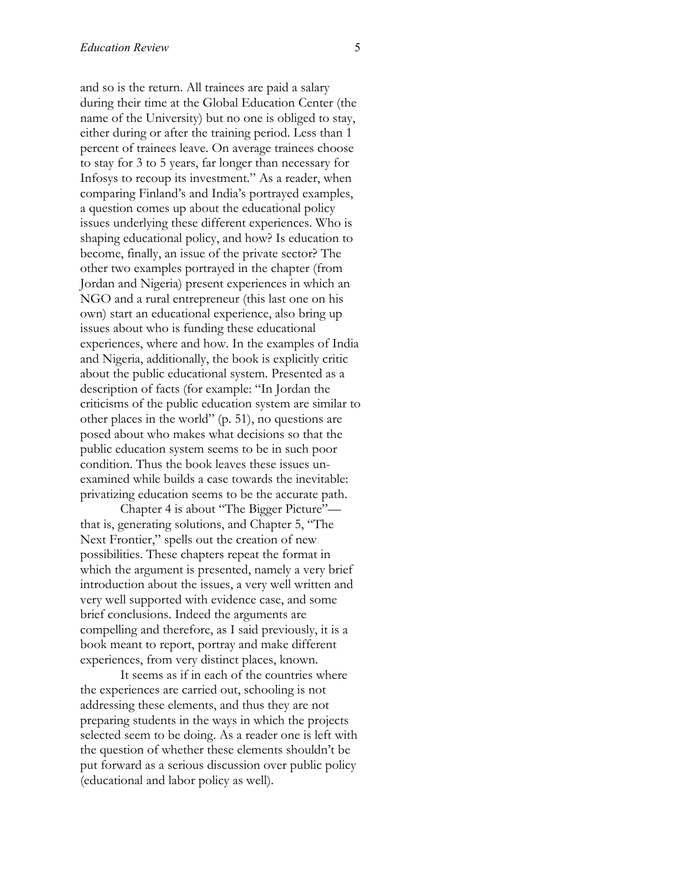and so is the return. All trainees are paid a salary during their time at the Global Education Center (the name of the University) but no one is obliged to stay, either during or after the training period. Less than 1 percent of trainees leave. On average trainees choose to stay for 3 to 5 years, far longer than necessary for Infosys to recoup its investment." As a reader, when comparing Finland's and India's portrayed examples, a question comes up about the educational policy issues underlying these different experiences. Who is shaping educational policy, and how? Is education to become, finally, an issue of the private sector? The other two examples portrayed in the chapter (from Jordan and Nigeria) present experiences in which an NGO and a rural entrepreneur (this last one on his own) start an educational experience, also bring up issues about who is funding these educational experiences, where and how. In the examples of India and Nigeria, additionally, the book is explicitly critic about the public educational system. Presented as a description of facts (for example: "In Jordan the criticisms of the public education system are similar to other places in the world" (p. 51), no questions are posed about who makes what decisions so that the public education system seems to be in such poor condition. Thus the book leaves these issues un-examined while builds a case towards the inevitable: privatizing education seems to be the accurate path.

Chapter 4 is about "The Bigger Picture"—that is, generating solutions, and Chapter 5, "The Next Frontier," spells out the creation of new possibilities. These chapters repeat the format in which the argument is presented, namely a very brief introduction about the issues, a very well written and very well supported with evidence case, and some brief conclusions. Indeed the arguments are compelling and therefore, as I said previously, it is a book meant to report, portray and make different experiences, from very distinct places, known.

It seems as if in each of the countries where the experiences are carried out, schooling is not addressing these elements, and thus they are not preparing students in the ways in which the projects selected seem to be doing. As a reader one is left with the question of whether these elements shouldn't be put forward as a serious discussion over public policy (educational and labor policy as well).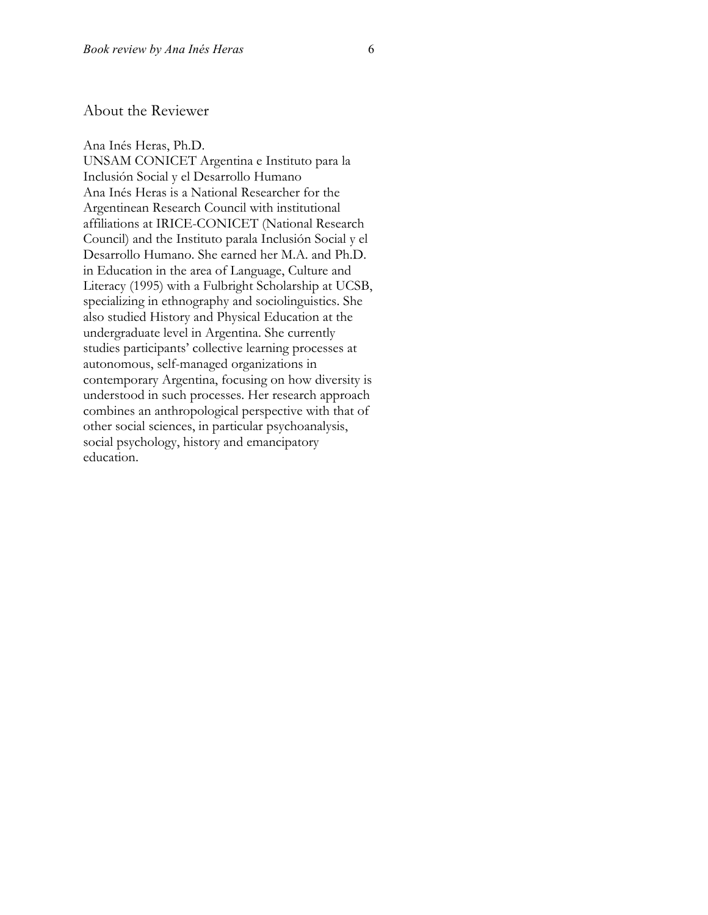## About the Reviewer

Ana Inés Heras, Ph.D.
UNSAM CONICET Argentina e Instituto para la Inclusión Social y el Desarrollo Humano
Ana Inés Heras is a National Researcher for the Argentinean Research Council with institutional affiliations at IRICE-CONICET (National Research Council) and the Instituto parala Inclusión Social y el Desarrollo Humano. She earned her M.A. and Ph.D. in Education in the area of Language, Culture and Literacy (1995) with a Fulbright Scholarship at UCSB, specializing in ethnography and sociolinguistics. She also studied History and Physical Education at the undergraduate level in Argentina. She currently studies participants' collective learning processes at autonomous, self-managed organizations in contemporary Argentina, focusing on how diversity is understood in such processes. Her research approach combines an anthropological perspective with that of other social sciences, in particular psychoanalysis, social psychology, history and emancipatory education.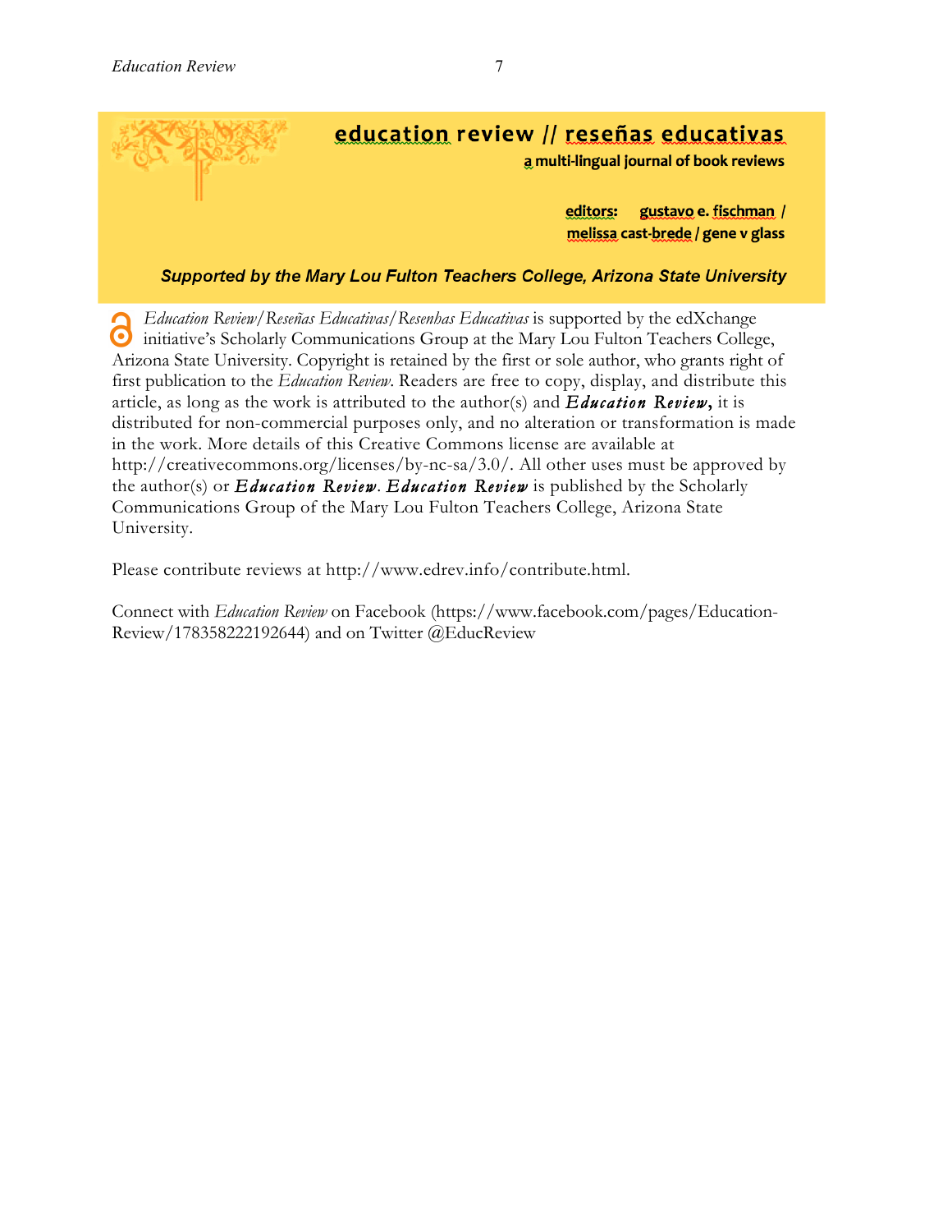**education review // reseñas educativas**

**a multi-lingual journal of book reviews**

**editors: gustavo e. fischman / melissa cast-brede / gene v glass**

***Supported by the Mary Lou Fulton Teachers College, Arizona State University***

*Education Review/Reseñas Educativas/Resenhas Educativas* is supported by the edXchange initiative's Scholarly Communications Group at the Mary Lou Fulton Teachers College, Arizona State University. Copyright is retained by the first or sole author, who grants right of first publication to the *Education Review*. Readers are free to copy, display, and distribute this article, as long as the work is attributed to the author(s) and ***Education Review***, it is distributed for non-commercial purposes only, and no alteration or transformation is made in the work. More details of this Creative Commons license are available at http://creativecommons.org/licenses/by-nc-sa/3.0/. All other uses must be approved by the author(s) or ***Education Review***. ***Education Review*** is published by the Scholarly Communications Group of the Mary Lou Fulton Teachers College, Arizona State University.

Please contribute reviews at http://www.edrev.info/contribute.html.

Connect with *Education Review* on Facebook (https://www.facebook.com/pages/Education-Review/178358222192644) and on Twitter @EducReview